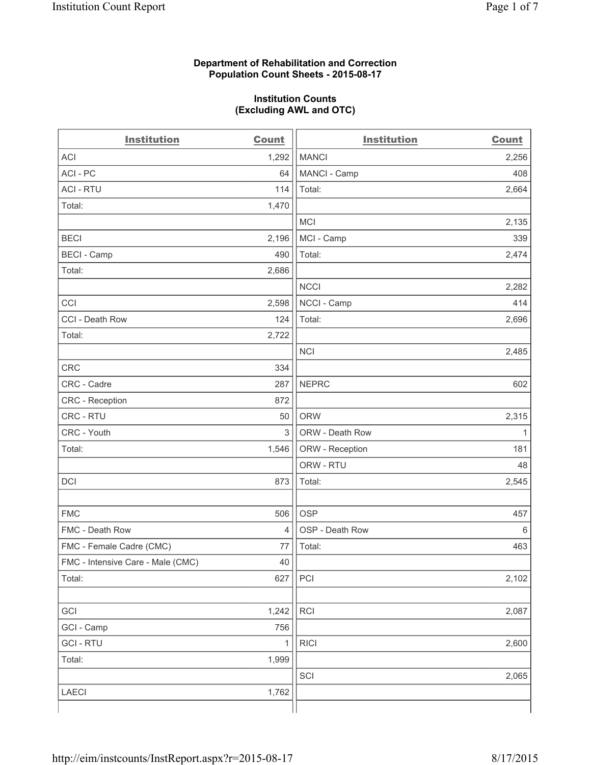**Department of Rehabilitation and Correction**
**Population Count Sheets - 2015-08-17**

**Institution Counts**
**(Excluding AWL and OTC)**

| Institution | Count |
|---|---|
| ACI | 1,292 |
| ACI - PC | 64 |
| ACI - RTU | 114 |
| Total: | 1,470 |
| | |
| BECI | 2,196 |
| BECI - Camp | 490 |
| Total: | 2,686 |
| | |
| CCI | 2,598 |
| CCI - Death Row | 124 |
| Total: | 2,722 |
| | |
| CRC | 334 |
| CRC - Cadre | 287 |
| CRC - Reception | 872 |
| CRC - RTU | 50 |
| CRC - Youth | 3 |
| Total: | 1,546 |
| | |
| DCI | 873 |
| | |
| FMC | 506 |
| FMC - Death Row | 4 |
| FMC - Female Cadre (CMC) | 77 |
| FMC - Intensive Care - Male (CMC) | 40 |
| Total: | 627 |
| | |
| GCI | 1,242 |
| GCI - Camp | 756 |
| GCI - RTU | 1 |
| Total: | 1,999 |
| | |
| LAECI | 1,762 |
| MANCI | 2,256 |
| MANCI - Camp | 408 |
| Total: | 2,664 |
| | |
| MCI | 2,135 |
| MCI - Camp | 339 |
| Total: | 2,474 |
| | |
| NCCI | 2,282 |
| NCCI - Camp | 414 |
| Total: | 2,696 |
| | |
| NCI | 2,485 |
| | |
| NEPRC | 602 |
| | |
| ORW | 2,315 |
| ORW - Death Row | 1 |
| ORW - Reception | 181 |
| ORW - RTU | 48 |
| Total: | 2,545 |
| | |
| OSP | 457 |
| OSP - Death Row | 6 |
| Total: | 463 |
| | |
| PCI | 2,102 |
| | |
| RCI | 2,087 |
| | |
| RICI | 2,600 |
| | |
| SCI | 2,065 |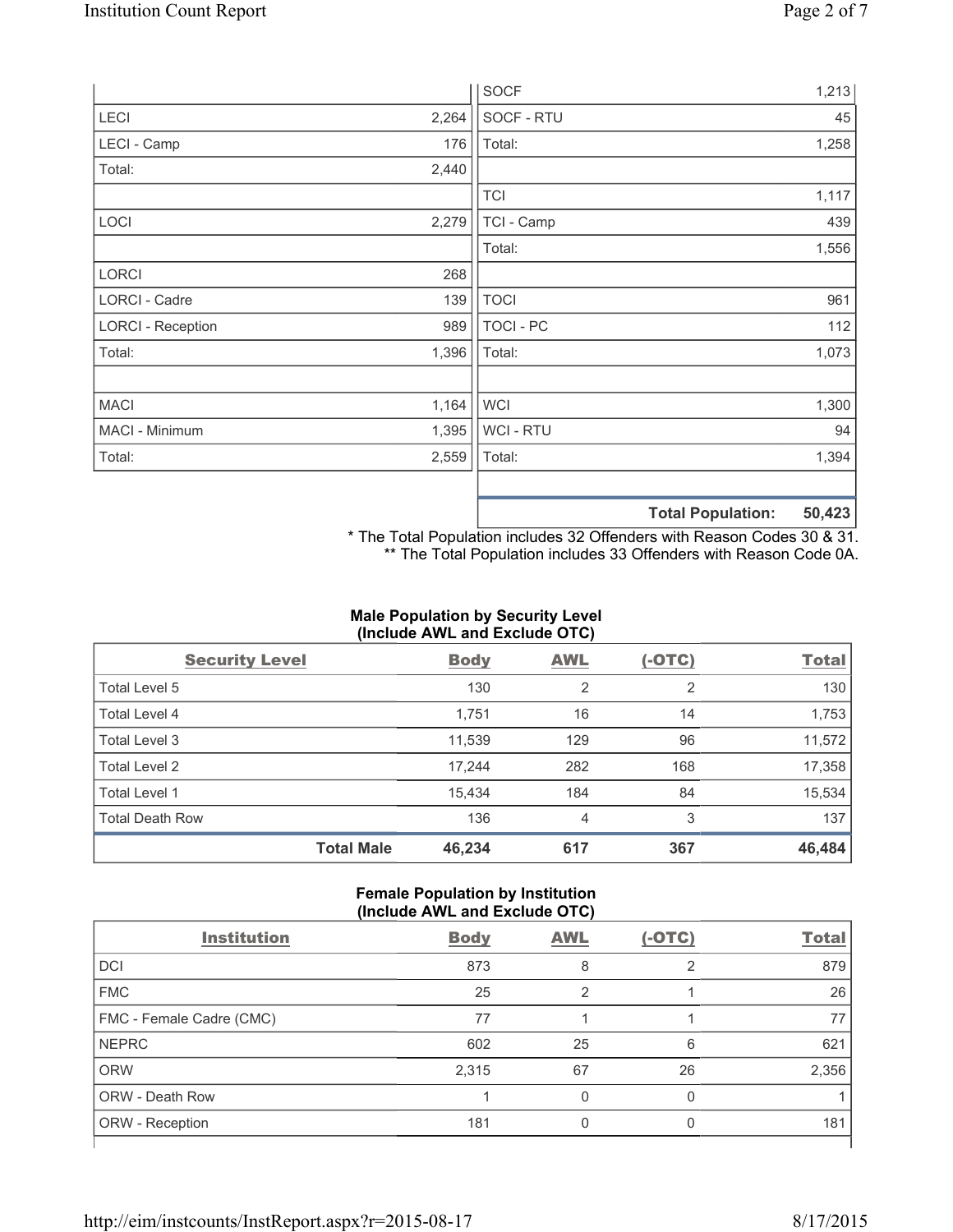| | | | |
|---|---|---|---|
| | | SOCF | 1,213 |
| LECI | 2,264 | SOCF - RTU | 45 |
| LECI - Camp | 176 | Total: | 1,258 |
| Total: | 2,440 | | |
| | | TCI | 1,117 |
| LOCI | 2,279 | TCI - Camp | 439 |
| | | Total: | 1,556 |
| LORCI | 268 | | |
| LORCI - Cadre | 139 | TOCI | 961 |
| LORCI - Reception | 989 | TOCI - PC | 112 |
| Total: | 1,396 | Total: | 1,073 |
| | | | |
| MACI | 1,164 | WCI | 1,300 |
| MACI - Minimum | 1,395 | WCI - RTU | 94 |
| Total: | 2,559 | Total: | 1,394 |
| | | | |
| | | **Total Population:** | **50,423** |

\* The Total Population includes 32 Offenders with Reason Codes 30 & 31.
\** The Total Population includes 33 Offenders with Reason Code 0A.

### Male Population by Security Level (Include AWL and Exclude OTC)

| Security Level | Body | AWL | (-OTC) | Total |
|---|---|---|---|---|
| Total Level 5 | 130 | 2 | 2 | 130 |
| Total Level 4 | 1,751 | 16 | 14 | 1,753 |
| Total Level 3 | 11,539 | 129 | 96 | 11,572 |
| Total Level 2 | 17,244 | 282 | 168 | 17,358 |
| Total Level 1 | 15,434 | 184 | 84 | 15,534 |
| Total Death Row | 136 | 4 | 3 | 137 |
| **Total Male** | **46,234** | **617** | **367** | **46,484** |

### Female Population by Institution (Include AWL and Exclude OTC)

| Institution | Body | AWL | (-OTC) | Total |
|---|---|---|---|---|
| DCI | 873 | 8 | 2 | 879 |
| FMC | 25 | 2 | 1 | 26 |
| FMC - Female Cadre (CMC) | 77 | 1 | 1 | 77 |
| NEPRC | 602 | 25 | 6 | 621 |
| ORW | 2,315 | 67 | 26 | 2,356 |
| ORW - Death Row | 1 | 0 | 0 | 1 |
| ORW - Reception | 181 | 0 | 0 | 181 |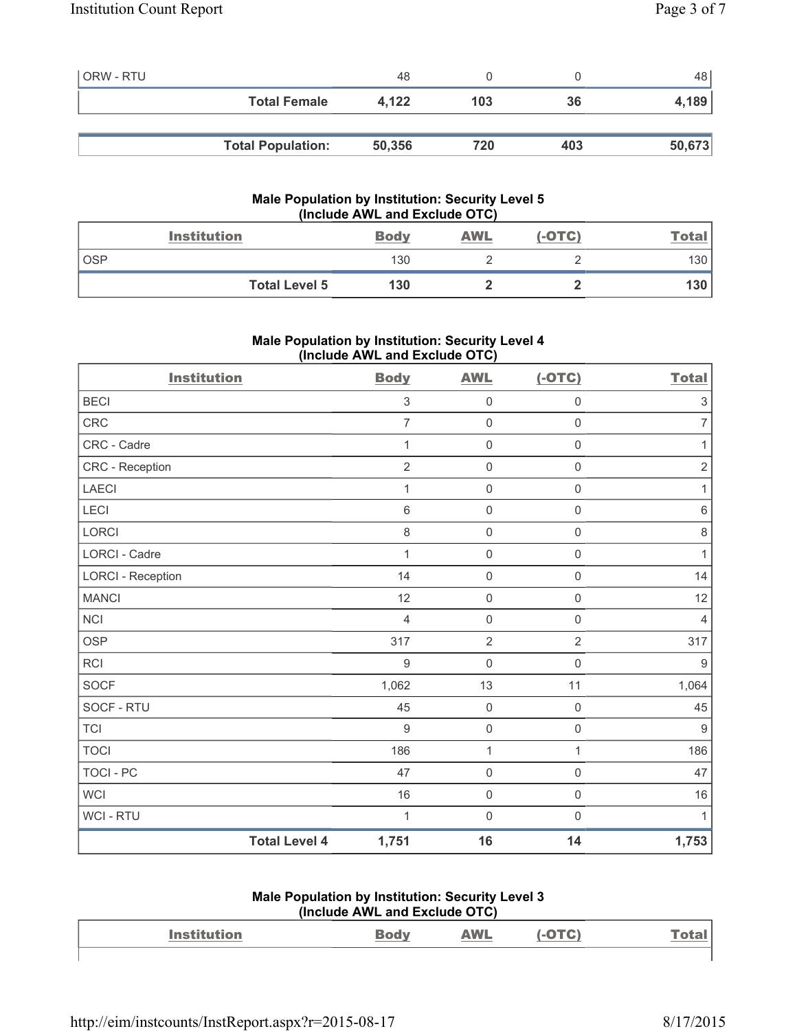| | | | | |
|---|---|---|---|---|
| ORW - RTU | 48 | 0 | 0 | 48 |
| **Total Female** | **4,122** | **103** | **36** | **4,189** |

| | | | | |
|---|---|---|---|---|
| **Total Population:** | **50,356** | **720** | **403** | **50,673** |

### Male Population by Institution: Security Level 5 (Include AWL and Exclude OTC)

| Institution | Body | AWL | (-OTC) | Total |
|---|---|---|---|---|
| OSP | 130 | 2 | 2 | 130 |
| **Total Level 5** | **130** | **2** | **2** | **130** |

### Male Population by Institution: Security Level 4 (Include AWL and Exclude OTC)

| Institution | Body | AWL | (-OTC) | Total |
|---|---|---|---|---|
| BECI | 3 | 0 | 0 | 3 |
| CRC | 7 | 0 | 0 | 7 |
| CRC - Cadre | 1 | 0 | 0 | 1 |
| CRC - Reception | 2 | 0 | 0 | 2 |
| LAECI | 1 | 0 | 0 | 1 |
| LECI | 6 | 0 | 0 | 6 |
| LORCI | 8 | 0 | 0 | 8 |
| LORCI - Cadre | 1 | 0 | 0 | 1 |
| LORCI - Reception | 14 | 0 | 0 | 14 |
| MANCI | 12 | 0 | 0 | 12 |
| NCI | 4 | 0 | 0 | 4 |
| OSP | 317 | 2 | 2 | 317 |
| RCI | 9 | 0 | 0 | 9 |
| SOCF | 1,062 | 13 | 11 | 1,064 |
| SOCF - RTU | 45 | 0 | 0 | 45 |
| TCI | 9 | 0 | 0 | 9 |
| TOCI | 186 | 1 | 1 | 186 |
| TOCI - PC | 47 | 0 | 0 | 47 |
| WCI | 16 | 0 | 0 | 16 |
| WCI - RTU | 1 | 0 | 0 | 1 |
| **Total Level 4** | **1,751** | **16** | **14** | **1,753** |

### Male Population by Institution: Security Level 3 (Include AWL and Exclude OTC)

| Institution | Body | AWL | (-OTC) | Total |
|---|---|---|---|---|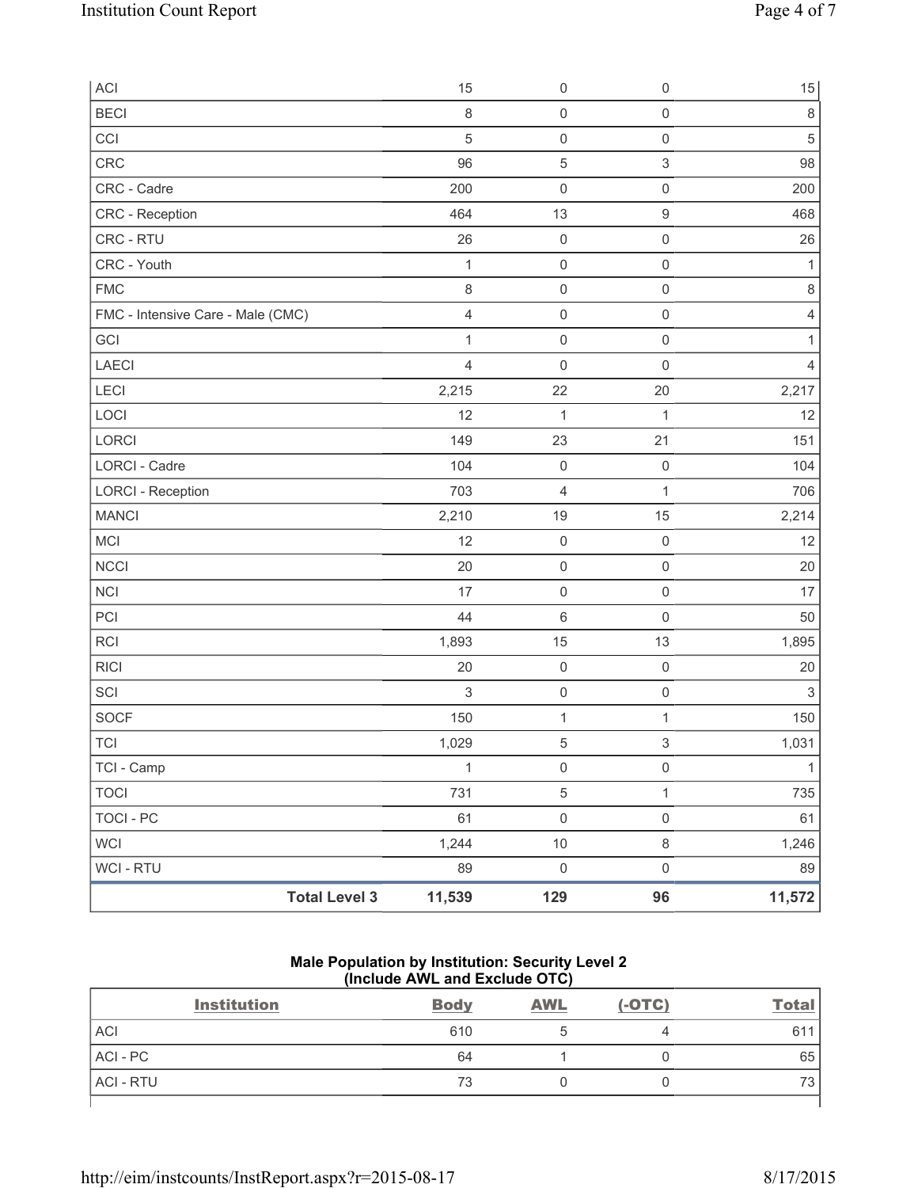| | | | | |
|---|---|---|---|---|
| ACI | 15 | 0 | 0 | 15 |
| BECI | 8 | 0 | 0 | 8 |
| CCI | 5 | 0 | 0 | 5 |
| CRC | 96 | 5 | 3 | 98 |
| CRC - Cadre | 200 | 0 | 0 | 200 |
| CRC - Reception | 464 | 13 | 9 | 468 |
| CRC - RTU | 26 | 0 | 0 | 26 |
| CRC - Youth | 1 | 0 | 0 | 1 |
| FMC | 8 | 0 | 0 | 8 |
| FMC - Intensive Care - Male (CMC) | 4 | 0 | 0 | 4 |
| GCI | 1 | 0 | 0 | 1 |
| LAECI | 4 | 0 | 0 | 4 |
| LECI | 2,215 | 22 | 20 | 2,217 |
| LOCI | 12 | 1 | 1 | 12 |
| LORCI | 149 | 23 | 21 | 151 |
| LORCI - Cadre | 104 | 0 | 0 | 104 |
| LORCI - Reception | 703 | 4 | 1 | 706 |
| MANCI | 2,210 | 19 | 15 | 2,214 |
| MCI | 12 | 0 | 0 | 12 |
| NCCI | 20 | 0 | 0 | 20 |
| NCI | 17 | 0 | 0 | 17 |
| PCI | 44 | 6 | 0 | 50 |
| RCI | 1,893 | 15 | 13 | 1,895 |
| RICI | 20 | 0 | 0 | 20 |
| SCI | 3 | 0 | 0 | 3 |
| SOCF | 150 | 1 | 1 | 150 |
| TCI | 1,029 | 5 | 3 | 1,031 |
| TCI - Camp | 1 | 0 | 0 | 1 |
| TOCI | 731 | 5 | 1 | 735 |
| TOCI - PC | 61 | 0 | 0 | 61 |
| WCI | 1,244 | 10 | 8 | 1,246 |
| WCI - RTU | 89 | 0 | 0 | 89 |
| **Total Level 3** | **11,539** | **129** | **96** | **11,572** |

**Male Population by Institution: Security Level 2**
**(Include AWL and Exclude OTC)**

| Institution | Body | AWL | (-OTC) | Total |
|---|---|---|---|---|
| ACI | 610 | 5 | 4 | 611 |
| ACI - PC | 64 | 1 | 0 | 65 |
| ACI - RTU | 73 | 0 | 0 | 73 |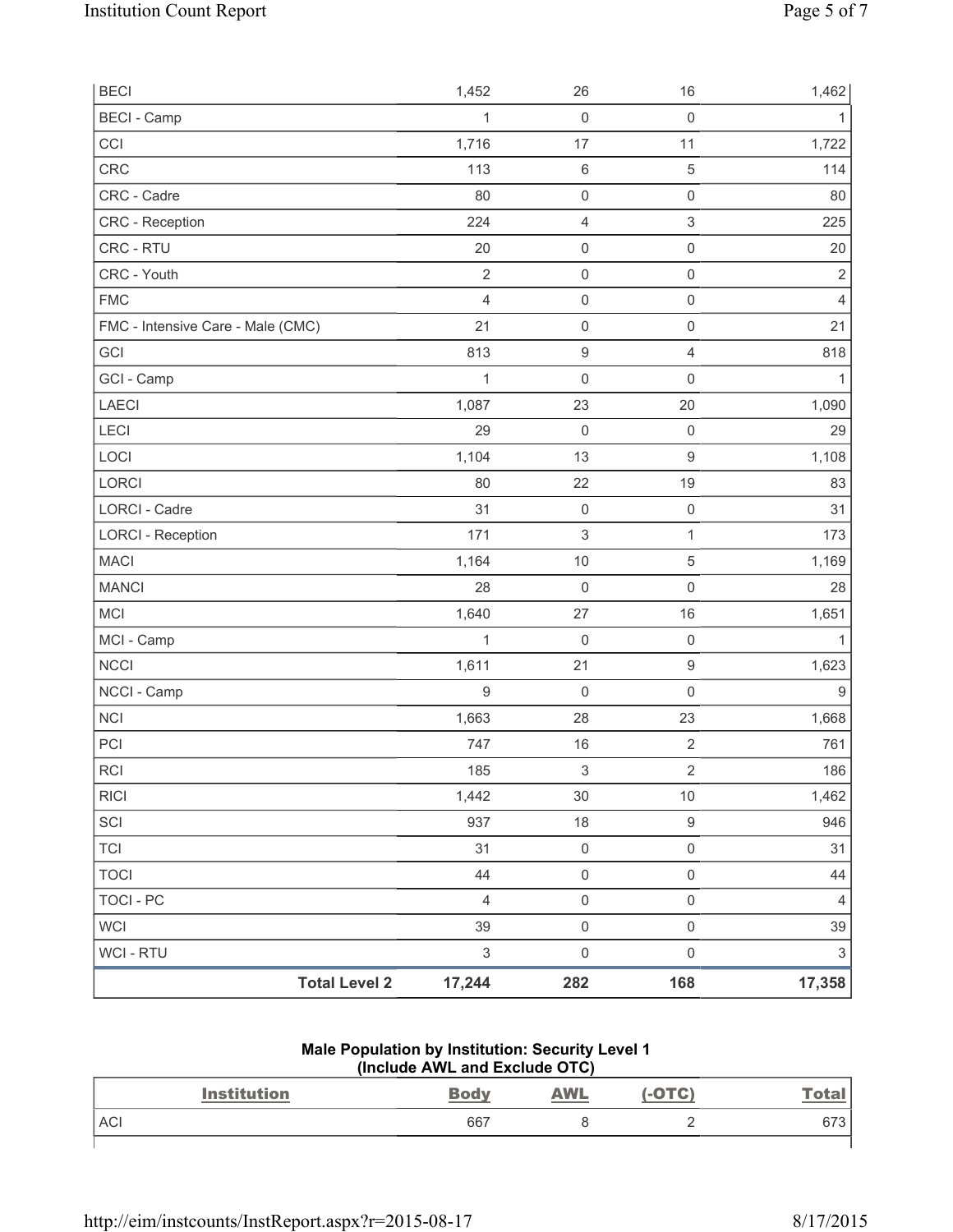| BECI | 1,452 | 26 | 16 | 1,462 |
|---|---|---|---|---|
| BECI - Camp | 1 | 0 | 0 | 1 |
| CCI | 1,716 | 17 | 11 | 1,722 |
| CRC | 113 | 6 | 5 | 114 |
| CRC - Cadre | 80 | 0 | 0 | 80 |
| CRC - Reception | 224 | 4 | 3 | 225 |
| CRC - RTU | 20 | 0 | 0 | 20 |
| CRC - Youth | 2 | 0 | 0 | 2 |
| FMC | 4 | 0 | 0 | 4 |
| FMC - Intensive Care - Male (CMC) | 21 | 0 | 0 | 21 |
| GCI | 813 | 9 | 4 | 818 |
| GCI - Camp | 1 | 0 | 0 | 1 |
| LAECI | 1,087 | 23 | 20 | 1,090 |
| LECI | 29 | 0 | 0 | 29 |
| LOCI | 1,104 | 13 | 9 | 1,108 |
| LORCI | 80 | 22 | 19 | 83 |
| LORCI - Cadre | 31 | 0 | 0 | 31 |
| LORCI - Reception | 171 | 3 | 1 | 173 |
| MACI | 1,164 | 10 | 5 | 1,169 |
| MANCI | 28 | 0 | 0 | 28 |
| MCI | 1,640 | 27 | 16 | 1,651 |
| MCI - Camp | 1 | 0 | 0 | 1 |
| NCCI | 1,611 | 21 | 9 | 1,623 |
| NCCI - Camp | 9 | 0 | 0 | 9 |
| NCI | 1,663 | 28 | 23 | 1,668 |
| PCI | 747 | 16 | 2 | 761 |
| RCI | 185 | 3 | 2 | 186 |
| RICI | 1,442 | 30 | 10 | 1,462 |
| SCI | 937 | 18 | 9 | 946 |
| TCI | 31 | 0 | 0 | 31 |
| TOCI | 44 | 0 | 0 | 44 |
| TOCI - PC | 4 | 0 | 0 | 4 |
| WCI | 39 | 0 | 0 | 39 |
| WCI - RTU | 3 | 0 | 0 | 3 |
| **Total Level 2** | **17,244** | **282** | **168** | **17,358** |

**Male Population by Institution: Security Level 1**
**(Include AWL and Exclude OTC)**

| Institution | Body | AWL | (-OTC) | Total |
|---|---|---|---|---|
| ACI | 667 | 8 | 2 | 673 |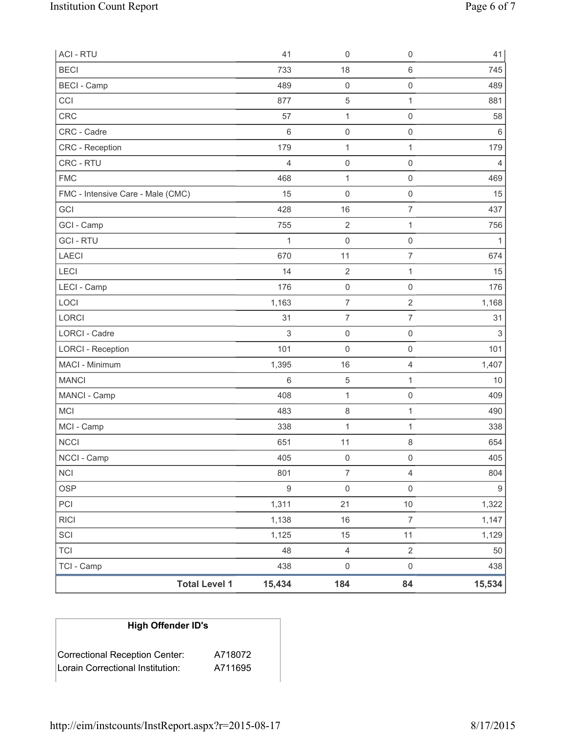| | | | |
|---|---|---|---|
| ACI - RTU | 41 | 0 | 0 | 41 |
| BECI | 733 | 18 | 6 | 745 |
| BECI - Camp | 489 | 0 | 0 | 489 |
| CCI | 877 | 5 | 1 | 881 |
| CRC | 57 | 1 | 0 | 58 |
| CRC - Cadre | 6 | 0 | 0 | 6 |
| CRC - Reception | 179 | 1 | 1 | 179 |
| CRC - RTU | 4 | 0 | 0 | 4 |
| FMC | 468 | 1 | 0 | 469 |
| FMC - Intensive Care - Male (CMC) | 15 | 0 | 0 | 15 |
| GCI | 428 | 16 | 7 | 437 |
| GCI - Camp | 755 | 2 | 1 | 756 |
| GCI - RTU | 1 | 0 | 0 | 1 |
| LAECI | 670 | 11 | 7 | 674 |
| LECI | 14 | 2 | 1 | 15 |
| LECI - Camp | 176 | 0 | 0 | 176 |
| LOCI | 1,163 | 7 | 2 | 1,168 |
| LORCI | 31 | 7 | 7 | 31 |
| LORCI - Cadre | 3 | 0 | 0 | 3 |
| LORCI - Reception | 101 | 0 | 0 | 101 |
| MACI - Minimum | 1,395 | 16 | 4 | 1,407 |
| MANCI | 6 | 5 | 1 | 10 |
| MANCI - Camp | 408 | 1 | 0 | 409 |
| MCI | 483 | 8 | 1 | 490 |
| MCI - Camp | 338 | 1 | 1 | 338 |
| NCCI | 651 | 11 | 8 | 654 |
| NCCI - Camp | 405 | 0 | 0 | 405 |
| NCI | 801 | 7 | 4 | 804 |
| OSP | 9 | 0 | 0 | 9 |
| PCI | 1,311 | 21 | 10 | 1,322 |
| RICI | 1,138 | 16 | 7 | 1,147 |
| SCI | 1,125 | 15 | 11 | 1,129 |
| TCI | 48 | 4 | 2 | 50 |
| TCI - Camp | 438 | 0 | 0 | 438 |
| **Total Level 1** | **15,434** | **184** | **84** | **15,534** |

| **High Offender ID's** | |
|---|---|
| Correctional Reception Center: | A718072 |
| Lorain Correctional Institution: | A711695 |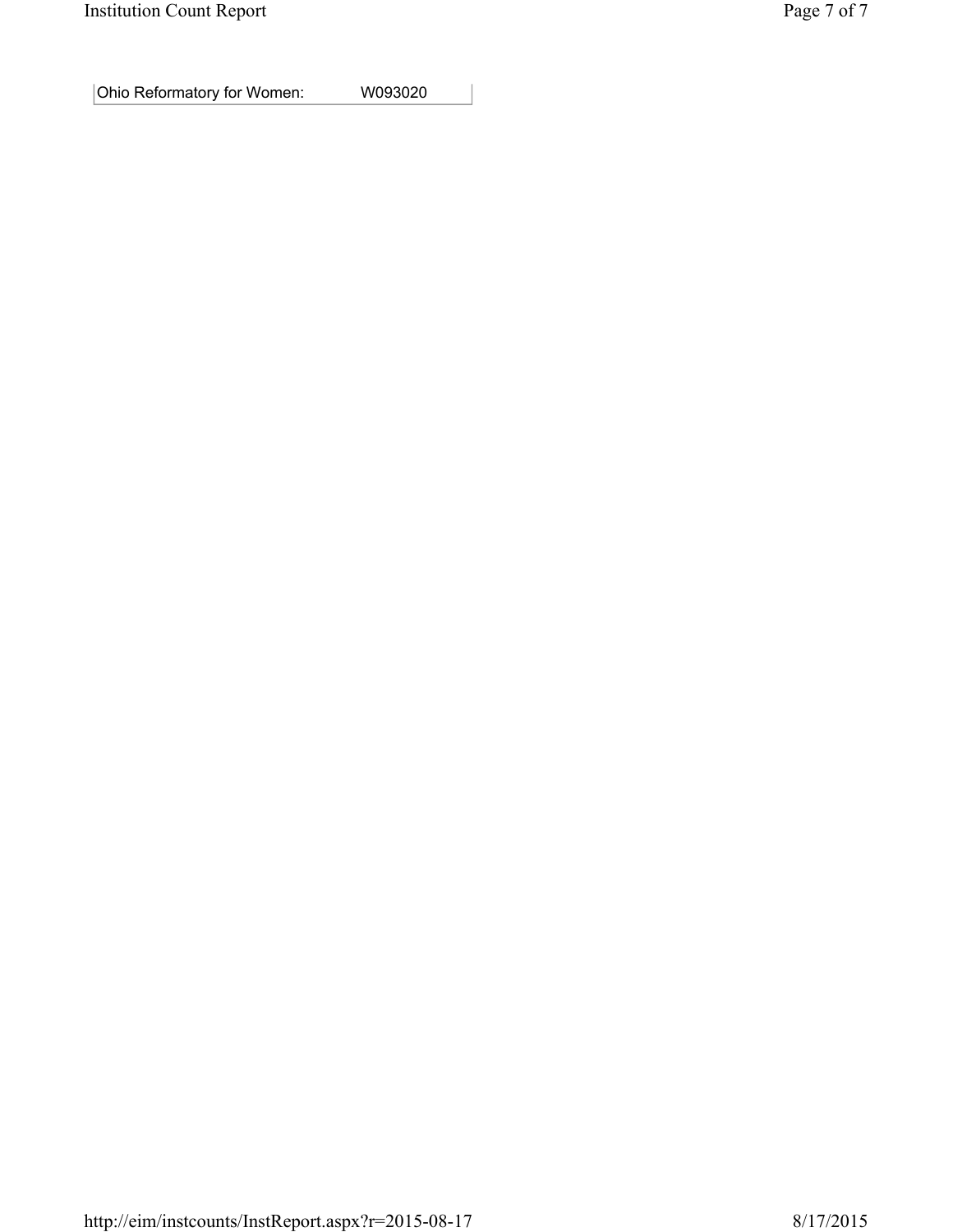| | |
|---|---|
| Ohio Reformatory for Women: | W093020 |